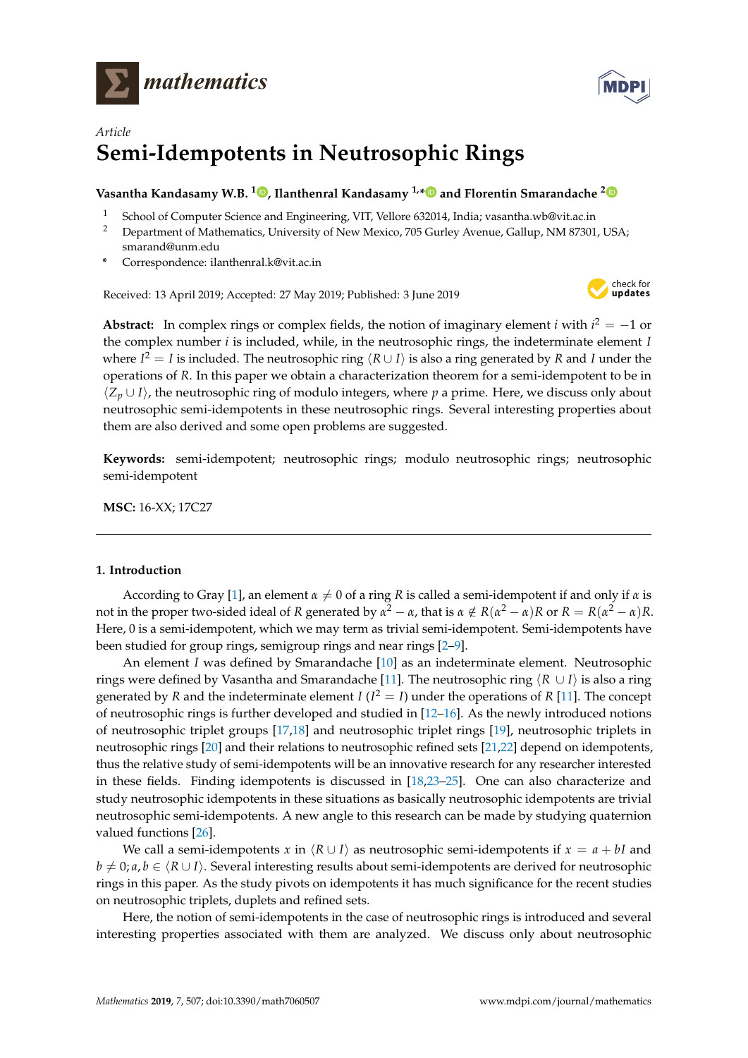*mathematics*

*Article*

# Semi-Idempotents in Neutrosophic Rings

**Vasantha Kandasamy W.B.** [1], **Ilanthenral Kandasamy** [1,*] **and Florentin Smarandache** [2]

1 School of Computer Science and Engineering, VIT, Vellore 632014, India; vasantha.wb@vit.ac.in

2 Department of Mathematics, University of New Mexico, 705 Gurley Avenue, Gallup, NM 87301, USA; smarand@unm.edu

\* Correspondence: ilanthenral.k@vit.ac.in

Received: 13 April 2019; Accepted: 27 May 2019; Published: 3 June 2019

**Abstract:** In complex rings or complex fields, the notion of imaginary element $i$ with $i^2 = -1$ or the complex number $i$ is included, while, in the neutrosophic rings, the indeterminate element $I$ where $I^2 = I$ is included. The neutrosophic ring $\langle R \cup I \rangle$ is also a ring generated by $R$ and $I$ under the operations of $R$. In this paper we obtain a characterization theorem for a semi-idempotent to be in $\langle Z_p \cup I \rangle$, the neutrosophic ring of modulo integers, where $p$ a prime. Here, we discuss only about neutrosophic semi-idempotents in these neutrosophic rings. Several interesting properties about them are also derived and some open problems are suggested.

**Keywords:** semi-idempotent; neutrosophic rings; modulo neutrosophic rings; neutrosophic semi-idempotent

**MSC:** 16-XX; 17C27

## 1. Introduction

According to Gray [1], an element $\alpha \neq 0$ of a ring $R$ is called a semi-idempotent if and only if $\alpha$ is not in the proper two-sided ideal of $R$ generated by $\alpha^2 - \alpha$, that is $\alpha \notin R(\alpha^2 - \alpha)R$ or $R = R(\alpha^2 - \alpha)R$. Here, 0 is a semi-idempotent, which we may term as trivial semi-idempotent. Semi-idempotents have been studied for group rings, semigroup rings and near rings [2–9].

An element $I$ was defined by Smarandache [10] as an indeterminate element. Neutrosophic rings were defined by Vasantha and Smarandache [11]. The neutrosophic ring $\langle R \cup I \rangle$ is also a ring generated by $R$ and the indeterminate element $I$ ($I^2 = I$) under the operations of $R$ [11]. The concept of neutrosophic rings is further developed and studied in [12–16]. As the newly introduced notions of neutrosophic triplet groups [17,18] and neutrosophic triplet rings [19], neutrosophic triplets in neutrosophic rings [20] and their relations to neutrosophic refined sets [21,22] depend on idempotents, thus the relative study of semi-idempotents will be an innovative research for any researcher interested in these fields. Finding idempotents is discussed in [18,23–25]. One can also characterize and study neutrosophic idempotents in these situations as basically neutrosophic idempotents are trivial neutrosophic semi-idempotents. A new angle to this research can be made by studying quaternion valued functions [26].

We call a semi-idempotents $x$ in $\langle R \cup I \rangle$ as neutrosophic semi-idempotents if $x = a + bI$ and $b \neq 0; a, b \in \langle R \cup I \rangle$. Several interesting results about semi-idempotents are derived for neutrosophic rings in this paper. As the study pivots on idempotents it has much significance for the recent studies on neutrosophic triplets, duplets and refined sets.

Here, the notion of semi-idempotents in the case of neutrosophic rings is introduced and several interesting properties associated with them are analyzed. We discuss only about neutrosophic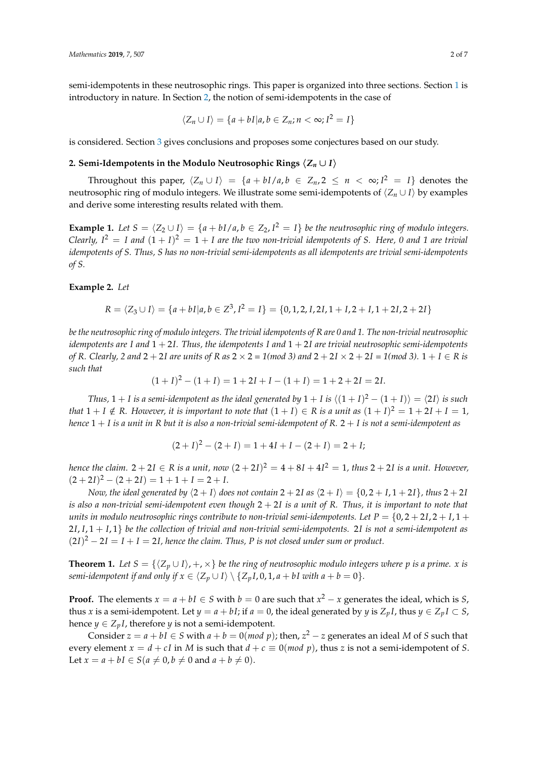semi-idempotents in these neutrosophic rings. This paper is organized into three sections. Section 1 is introductory in nature. In Section 2, the notion of semi-idempotents in the case of

$$\langle Z_n \cup I \rangle = \{a + bI | a, b \in Z_n; n < \infty; I^2 = I\}$$

is considered. Section 3 gives conclusions and proposes some conjectures based on our study.

## 2. Semi-Idempotents in the Modulo Neutrosophic Rings $\langle Z_n \cup I \rangle$

Throughout this paper, $\langle Z_n \cup I \rangle = \{a + bI/a, b \in Z_n, 2 \leq n < \infty; I^2 = I\}$ denotes the neutrosophic ring of modulo integers. We illustrate some semi-idempotents of $\langle Z_n \cup I \rangle$ by examples and derive some interesting results related with them.

**Example 1.** *Let $S = \langle Z_2 \cup I \rangle = \{a + bI/a, b \in Z_2, I^2 = I\}$ be the neutrosophic ring of modulo integers. Clearly, $I^2 = I$ and $(1 + I)^2 = 1 + I$ are the two non-trivial idempotents of S. Here, 0 and 1 are trivial idempotents of S. Thus, S has no non-trivial semi-idempotents as all idempotents are trivial semi-idempotents of S.*

**Example 2.** *Let*

$$R = \langle Z_3 \cup I \rangle = \{a + bI | a, b \in Z^3, I^2 = I\} = \{0, 1, 2, I, 2I, 1 + I, 2 + I, 1 + 2I, 2 + 2I\}$$

*be the neutrosophic ring of modulo integers. The trivial idempotents of R are 0 and 1. The non-trivial neutrosophic idempotents are I and $1 + 2I$. Thus, the idempotents I and $1 + 2I$ are trivial neutrosophic semi-idempotents of R. Clearly, 2 and $2 + 2I$ are units of R as $2 \times 2 = 1 (mod\ 3)$ and $2 + 2I \times 2 + 2I = 1 (mod\ 3)$. $1 + I \in R$ is such that*

$$(1 + I)^2 - (1 + I) = 1 + 2I + I - (1 + I) = 1 + 2 + 2I = 2I.$$

*Thus, $1 + I$ is a semi-idempotent as the ideal generated by $1 + I$ is $\langle (1 + I)^2 - (1 + I) \rangle = \langle 2I \rangle$ is such that $1 + I \notin R$. However, it is important to note that $(1 + I) \in R$ is a unit as $(1 + I)^2 = 1 + 2I + I = 1$, hence $1 + I$ is a unit in R but it is also a non-trivial semi-idempotent of R. $2 + I$ is not a semi-idempotent as*

$$(2 + I)^2 - (2 + I) = 1 + 4I + I - (2 + I) = 2 + I;$$

*hence the claim. $2 + 2I \in R$ is a unit, now $(2 + 2I)^2 = 4 + 8I + 4I^2 = 1$, thus $2 + 2I$ is a unit. However, $(2 + 2I)^2 - (2 + 2I) = 1 + 1 + I = 2 + I$.*

*Now, the ideal generated by $\langle 2 + I \rangle$ does not contain $2 + 2I$ as $\langle 2 + I \rangle = \{0, 2 + I, 1 + 2I\}$, thus $2 + 2I$ is also a non-trivial semi-idempotent even though $2 + 2I$ is a unit of R. Thus, it is important to note that units in modulo neutrosophic rings contribute to non-trivial semi-idempotents. Let $P = \{0, 2 + 2I, 2 + I, 1 + 2I, I, 1 + I, 1\}$ be the collection of trivial and non-trivial semi-idempotents. $2I$ is not a semi-idempotent as $(2I)^2 - 2I = I + I = 2I$, hence the claim. Thus, P is not closed under sum or product.*

**Theorem 1.** *Let $S = \{\langle Z_p \cup I \rangle, +, \times\}$ be the ring of neutrosophic modulo integers where p is a prime. x is semi-idempotent if and only if $x \in \langle Z_p \cup I \rangle \setminus \{Z_p I, 0, 1, a + bI \text{ with } a + b = 0\}$.*

**Proof.** The elements $x = a + bI \in S$ with $b = 0$ are such that $x^2 - x$ generates the ideal, which is $S$, thus $x$ is a semi-idempotent. Let $y = a + bI$; if $a = 0$, the ideal generated by $y$ is $Z_p I$, thus $y \in Z_p I \subset S$, hence $y \in Z_p I$, therefore $y$ is not a semi-idempotent.

Consider $z = a + bI \in S$ with $a + b = 0 (mod\ p)$; then, $z^2 - z$ generates an ideal $M$ of $S$ such that every element $x = d + cI$ in $M$ is such that $d + c \equiv 0 (mod\ p)$, thus $z$ is not a semi-idempotent of $S$. Let $x = a + bI \in S (a \neq 0, b \neq 0 \text{ and } a + b \neq 0)$.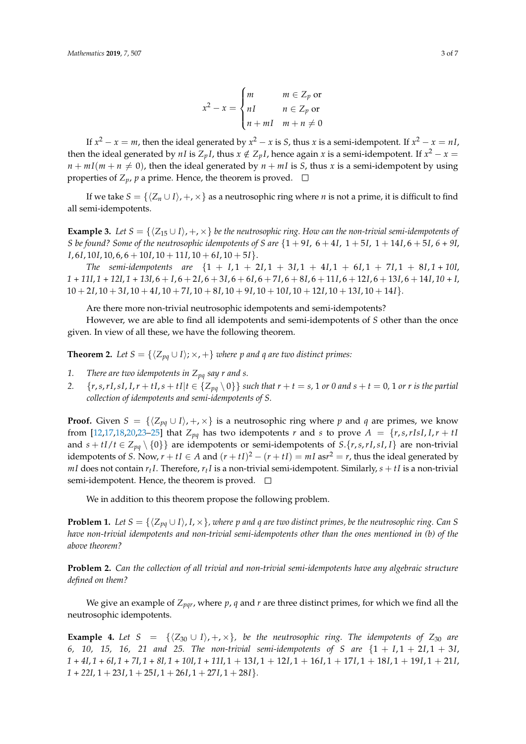$$x^2 - x = \begin{cases} m & m \in Z_p \text{ or} \\ nI & n \in Z_p \text{ or} \\ n + mI & m + n \neq 0 \end{cases}$$

If $x^2 - x = m$, then the ideal generated by $x^2 - x$ is $S$, thus $x$ is a semi-idempotent. If $x^2 - x = nI$, then the ideal generated by $nI$ is $Z_p I$, thus $x \notin Z_p I$, hence again $x$ is a semi-idempotent. If $x^2 - x = n + mI (m + n \neq 0)$, then the ideal generated by $n + mI$ is $S$, thus $x$ is a semi-idempotent by using properties of $Z_p$, $p$ a prime. Hence, the theorem is proved. □

If we take $S = \{\langle Z_n \cup I \rangle, +, \times\}$ as a neutrosophic ring where $n$ is not a prime, it is difficult to find all semi-idempotents.

**Example 3.** *Let $S = \{\langle Z_{15} \cup I \rangle, +, \times\}$ be the neutrosophic ring. How can the non-trivial semi-idempotents of $S$ be found? Some of the neutrosophic idempotents of $S$ are $\{1 + 9I,\ 6 + 4I,\ 1 + 5I,\ 1 + 14I, 6 + 5I,\ 6 + 9I, I, 6I, 10I, 10, 6, 6 + 10I, 10 + 11I, 10 + 6I, 10 + 5I\}$.*

*The semi-idempotents are $\{1 + I, 1 + 2I, 1 + 3I, 1 + 4I, 1 + 6I, 1 + 7I, 1 + 8I, 1 + 10I, 1 + 11I, 1 + 12I, 1 + 13I, 6 + I, 6 + 2I, 6 + 3I, 6 + 6I, 6 + 7I, 6 + 8I, 6 + 11I, 6 + 12I, 6 + 13I, 6 + 14I, 10 + I, 10 + 2I, 10 + 3I, 10 + 4I, 10 + 7I, 10 + 8I, 10 + 9I, 10 + 10I, 10 + 12I, 10 + 13I, 10 + 14I\}$.*

Are there more non-trivial neutrosophic idempotents and semi-idempotents?

However, we are able to find all idempotents and semi-idempotents of $S$ other than the once given. In view of all these, we have the following theorem.

**Theorem 2.** *Let $S = \{\langle Z_{pq} \cup I \rangle; \times, +\}$ where $p$ and $q$ are two distinct primes:*

1. *There are two idempotents in $Z_{pq}$ say $r$ and $s$.*
2. *$\{r, s, rI, sI, I, r + tI, s + tI | t \in \{Z_{pq} \setminus 0\}\}$ such that $r + t = s$, 1 or 0 and $s + t = 0$, 1 or $r$ is the partial collection of idempotents and semi-idempotents of $S$.*

**Proof.** Given $S = \{\langle Z_{pq} \cup I \rangle, +, \times\}$ is a neutrosophic ring where $p$ and $q$ are primes, we know from [12,17,18,20,23–25] that $Z_{pq}$ has two idempotents $r$ and $s$ to prove $A = \{r, s, rIsI, I, r + tI$ and $s + tI/t \in Z_{pq} \setminus \{0\}\}$ are idempotents or semi-idempotents of $S$. $\{r, s, rI, sI, I\}$ are non-trivial idempotents of $S$. Now, $r + tI \in A$ and $(r + tI)^2 - (r + tI) = mI$ as $r^2 = r$, thus the ideal generated by $mI$ does not contain $r_t I$. Therefore, $r_t I$ is a non-trivial semi-idempotent. Similarly, $s + tI$ is a non-trivial semi-idempotent. Hence, the theorem is proved. □

We in addition to this theorem propose the following problem.

**Problem 1.** *Let $S = \{\langle Z_{pq} \cup I \rangle, I, \times\}$, where $p$ and $q$ are two distinct primes, be the neutrosophic ring. Can $S$ have non-trivial idempotents and non-trivial semi-idempotents other than the ones mentioned in (b) of the above theorem?*

**Problem 2.** *Can the collection of all trivial and non-trivial semi-idempotents have any algebraic structure defined on them?*

We give an example of $Z_{pqr}$, where $p$, $q$ and $r$ are three distinct primes, for which we find all the neutrosophic idempotents.

**Example 4.** *Let $S = \{\langle Z_{30} \cup I \rangle, +, \times\}$, be the neutrosophic ring. The idempotents of $Z_{30}$ are 6, 10, 15, 16, 21 and 25. The non-trivial semi-idempotents of $S$ are $\{1 + I, 1 + 2I, 1 + 3I, 1 + 4I, 1 + 6I, 1 + 7I, 1 + 8I, 1 + 10I, 1 + 11I, 1 + 13I, 1 + 12I, 1 + 16I, 1 + 17I, 1 + 18I, 1 + 19I, 1 + 21I, 1 + 22I, 1 + 23I, 1 + 25I, 1 + 26I, 1 + 27I, 1 + 28I\}$.*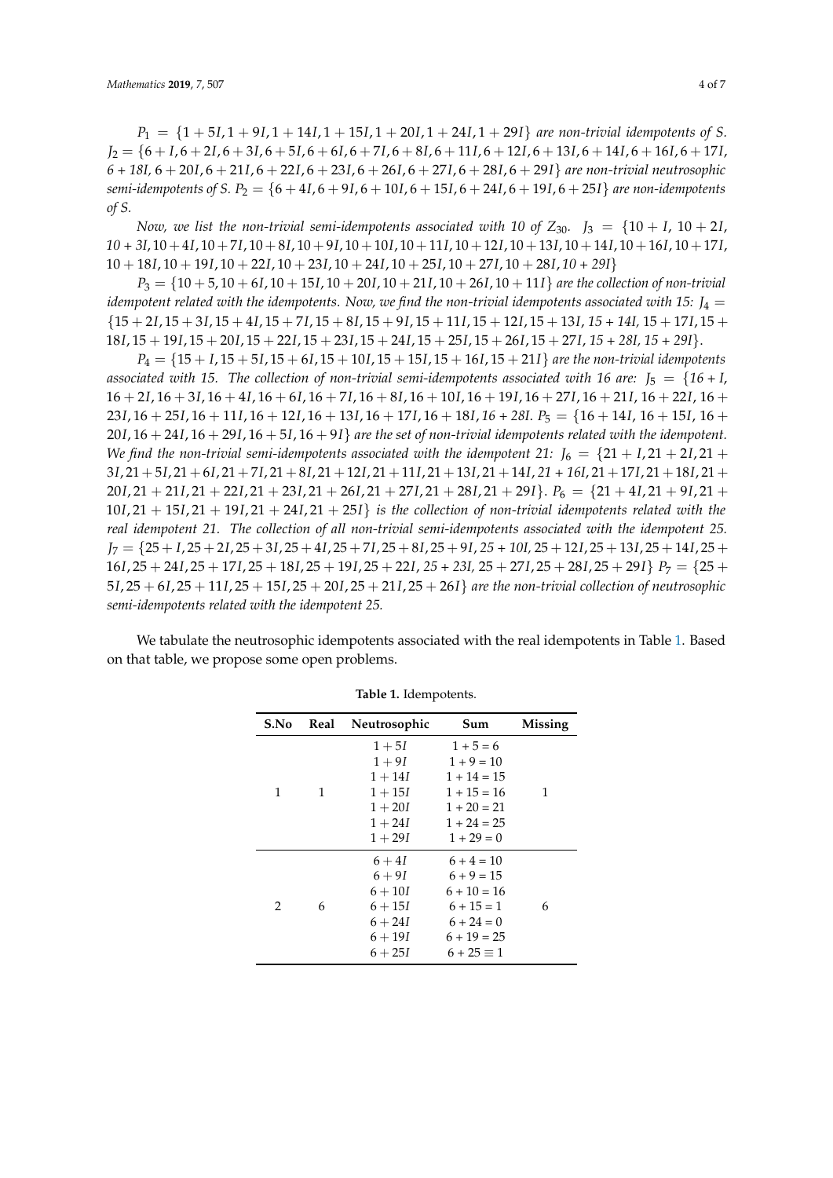$P_1 = \{1 + 5I, 1 + 9I, 1 + 14I, 1 + 15I, 1 + 20I, 1 + 24I, 1 + 29I\}$ *are non-trivial idempotents of S.* $J_2 = \{6 + I, 6 + 2I, 6 + 3I, 6 + 5I, 6 + 6I, 6 + 7I, 6 + 8I, 6 + 11I, 6 + 12I, 6 + 13I, 6 + 14I, 6 + 16I, 6 + 17I, 6 + 18I, 6 + 20I, 6 + 21I, 6 + 22I, 6 + 23I, 6 + 26I, 6 + 27I, 6 + 28I, 6 + 29I\}$ *are non-trivial neutrosophic semi-idempotents of S.* $P_2 = \{6 + 4I, 6 + 9I, 6 + 10I, 6 + 15I, 6 + 24I, 6 + 19I, 6 + 25I\}$ *are non-idempotents of S.*

*Now, we list the non-trivial semi-idempotents associated with 10 of* $Z_{30}$. $J_3 = \{10 + I, 10 + 2I, 10 + 3I, 10 + 4I, 10 + 7I, 10 + 8I, 10 + 9I, 10 + 10I, 10 + 11I, 10 + 12I, 10 + 13I, 10 + 14I, 10 + 16I, 10 + 17I, 10 + 18I, 10 + 19I, 10 + 22I, 10 + 23I, 10 + 24I, 10 + 25I, 10 + 27I, 10 + 28I, 10 + 29I\}$

$P_3 = \{10 + 5, 10 + 6I, 10 + 15I, 10 + 20I, 10 + 21I, 10 + 26I, 10 + 11I\}$ *are the collection of non-trivial idempotent related with the idempotents. Now, we find the non-trivial idempotents associated with 15:* $J_4 = \{15 + 2I, 15 + 3I, 15 + 4I, 15 + 7I, 15 + 8I, 15 + 9I, 15 + 11I, 15 + 12I, 15 + 13I, 15 + 14I, 15 + 17I, 15 + 18I, 15 + 19I, 15 + 20I, 15 + 22I, 15 + 23I, 15 + 24I, 15 + 25I, 15 + 26I, 15 + 27I, 15 + 28I, 15 + 29I\}$.

$P_4 = \{15 + I, 15 + 5I, 15 + 6I, 15 + 10I, 15 + 15I, 15 + 16I, 15 + 21I\}$ *are the non-trivial idempotents associated with 15. The collection of non-trivial semi-idempotents associated with 16 are:* $J_5 = \{16 + I, 16 + 2I, 16 + 3I, 16 + 4I, 16 + 6I, 16 + 7I, 16 + 8I, 16 + 10I, 16 + 19I, 16 + 27I, 16 + 21I, 16 + 22I, 16 + 23I, 16 + 25I, 16 + 11I, 16 + 12I, 16 + 13I, 16 + 17I, 16 + 18I, 16 + 28I$. $P_5 = \{16 + 14I, 16 + 15I, 16 + 20I, 16 + 24I, 16 + 29I, 16 + 5I, 16 + 9I\}$ *are the set of non-trivial idempotents related with the idempotent. We find the non-trivial semi-idempotents associated with the idempotent 21:* $J_6 = \{21 + I, 21 + 2I, 21 + 3I, 21 + 5I, 21 + 6I, 21 + 7I, 21 + 8I, 21 + 12I, 21 + 11I, 21 + 13I, 21 + 14I, 21 + 16I, 21 + 17I, 21 + 18I, 21 + 20I, 21 + 21I, 21 + 22I, 21 + 23I, 21 + 26I, 21 + 27I, 21 + 28I, 21 + 29I\}$. $P_6 = \{21 + 4I, 21 + 9I, 21 + 10I, 21 + 15I, 21 + 19I, 21 + 24I, 21 + 25I\}$ *is the collection of non-trivial idempotents related with the real idempotent 21. The collection of all non-trivial semi-idempotents associated with the idempotent 25.* $J_7 = \{25 + I, 25 + 2I, 25 + 3I, 25 + 4I, 25 + 7I, 25 + 8I, 25 + 9I, 25 + 10I, 25 + 12I, 25 + 13I, 25 + 14I, 25 + 16I, 25 + 24I, 25 + 17I, 25 + 18I, 25 + 19I, 25 + 22I, 25 + 23I, 25 + 27I, 25 + 28I, 25 + 29I\}$ $P_7 = \{25 + 5I, 25 + 6I, 25 + 11I, 25 + 15I, 25 + 20I, 25 + 21I, 25 + 26I\}$ *are the non-trivial collection of neutrosophic semi-idempotents related with the idempotent 25.*

We tabulate the neutrosophic idempotents associated with the real idempotents in Table 1. Based on that table, we propose some open problems.

**Table 1.** Idempotents.

| S.No | Real | Neutrosophic | Sum | Missing |
|---|---|---|---|---|
| 1 | 1 | $1 + 5I$<br>$1 + 9I$<br>$1 + 14I$<br>$1 + 15I$<br>$1 + 20I$<br>$1 + 24I$<br>$1 + 29I$ | 1 + 5 = 6<br>1 + 9 = 10<br>1 + 14 = 15<br>1 + 15 = 16<br>1 + 20 = 21<br>1 + 24 = 25<br>1 + 29 = 0 | 1 |
| 2 | 6 | $6 + 4I$<br>$6 + 9I$<br>$6 + 10I$<br>$6 + 15I$<br>$6 + 24I$<br>$6 + 19I$<br>$6 + 25I$ | 6 + 4 = 10<br>6 + 9 = 15<br>6 + 10 = 16<br>6 + 15 = 1<br>6 + 24 = 0<br>6 + 19 = 25<br>6 + 25 ≡ 1 | 6 |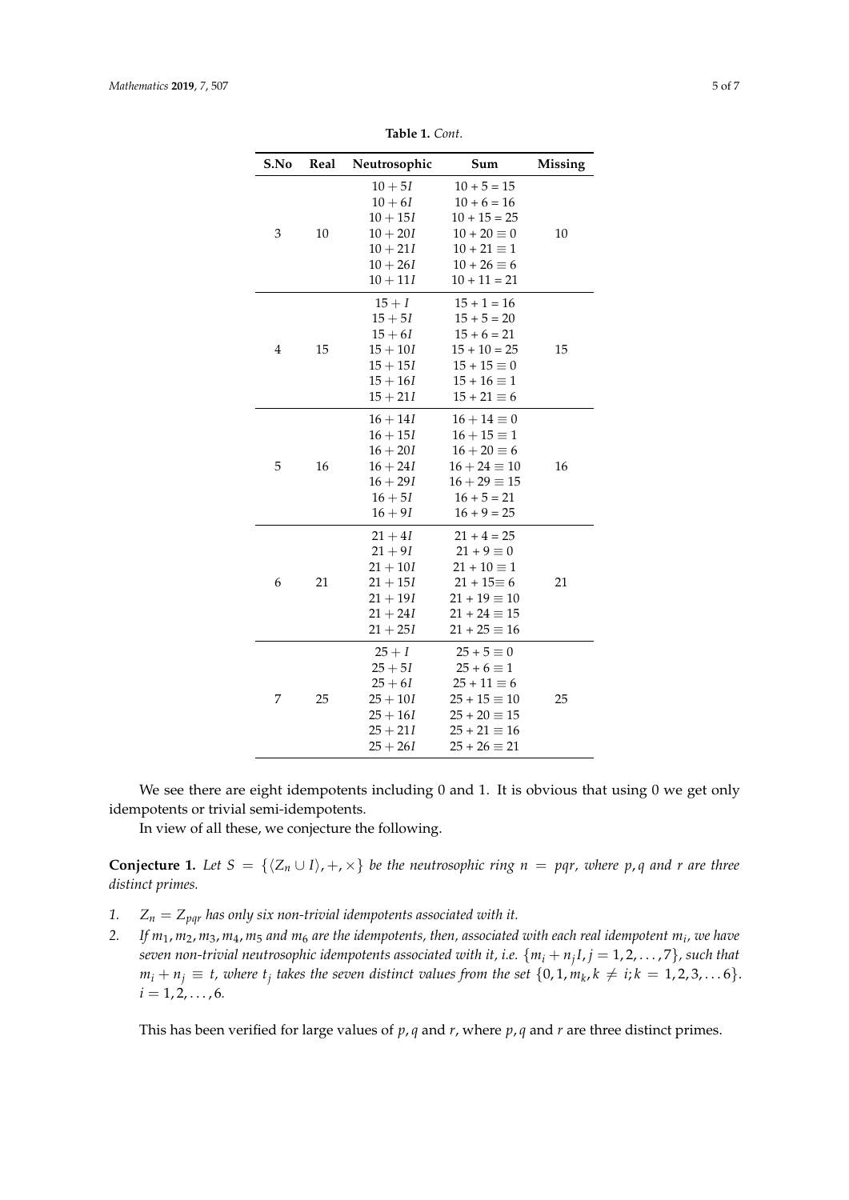**Table 1.** *Cont.*

| S.No | Real | Neutrosophic | Sum | Missing |
|---|---|---|---|---|
| 3 | 10 | $10+5I$<br>$10+6I$<br>$10+15I$<br>$10+20I$<br>$10+21I$<br>$10+26I$<br>$10+11I$ | $10+5=15$<br>$10+6=16$<br>$10+15=25$<br>$10+20\equiv 0$<br>$10+21\equiv 1$<br>$10+26\equiv 6$<br>$10+11=21$ | 10 |
| 4 | 15 | $15+I$<br>$15+5I$<br>$15+6I$<br>$15+10I$<br>$15+15I$<br>$15+16I$<br>$15+21I$ | $15+1=16$<br>$15+5=20$<br>$15+6=21$<br>$15+10=25$<br>$15+15\equiv 0$<br>$15+16\equiv 1$<br>$15+21\equiv 6$ | 15 |
| 5 | 16 | $16+14I$<br>$16+15I$<br>$16+20I$<br>$16+24I$<br>$16+29I$<br>$16+5I$<br>$16+9I$ | $16+14\equiv 0$<br>$16+15\equiv 1$<br>$16+20\equiv 6$<br>$16+24\equiv 10$<br>$16+29\equiv 15$<br>$16+5=21$<br>$16+9=25$ | 16 |
| 6 | 21 | $21+4I$<br>$21+9I$<br>$21+10I$<br>$21+15I$<br>$21+19I$<br>$21+24I$<br>$21+25I$ | $21+4=25$<br>$21+9\equiv 0$<br>$21+10\equiv 1$<br>$21+15\equiv 6$<br>$21+19\equiv 10$<br>$21+24\equiv 15$<br>$21+25\equiv 16$ | 21 |
| 7 | 25 | $25+I$<br>$25+5I$<br>$25+6I$<br>$25+10I$<br>$25+16I$<br>$25+21I$<br>$25+26I$ | $25+5\equiv 0$<br>$25+6\equiv 1$<br>$25+11\equiv 6$<br>$25+15\equiv 10$<br>$25+20\equiv 15$<br>$25+21\equiv 16$<br>$25+26\equiv 21$ | 25 |

We see there are eight idempotents including 0 and 1. It is obvious that using 0 we get only idempotents or trivial semi-idempotents.

In view of all these, we conjecture the following.

**Conjecture 1.** *Let $S = \{\langle Z_n \cup I\rangle, +, \times\}$ be the neutrosophic ring $n = pqr$, where $p, q$ and $r$ are three distinct primes.*

1. *$Z_n = Z_{pqr}$ has only six non-trivial idempotents associated with it.*
2. *If $m_1, m_2, m_3, m_4, m_5$ and $m_6$ are the idempotents, then, associated with each real idempotent $m_i$, we have seven non-trivial neutrosophic idempotents associated with it, i.e. $\{m_i + n_j I, j = 1, 2, \ldots, 7\}$, such that $m_i + n_j \equiv t$, where $t_j$ takes the seven distinct values from the set $\{0, 1, m_k, k \neq i; k = 1, 2, 3, \ldots 6\}$. $i = 1, 2, \ldots, 6$.*

This has been verified for large values of $p, q$ and $r$, where $p, q$ and $r$ are three distinct primes.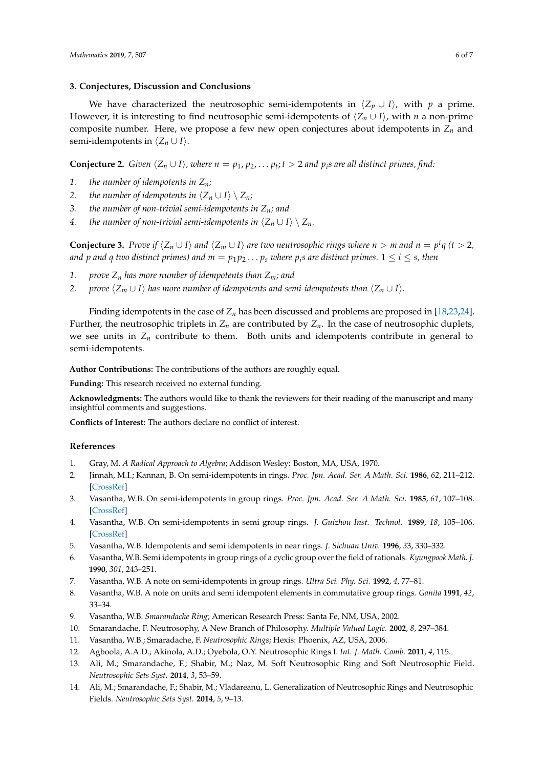## 3. Conjectures, Discussion and Conclusions

We have characterized the neutrosophic semi-idempotents in $\langle Z_p \cup I \rangle$, with $p$ a prime. However, it is interesting to find neutrosophic semi-idempotents of $\langle Z_n \cup I \rangle$, with $n$ a non-prime composite number. Here, we propose a few new open conjectures about idempotents in $Z_n$ and semi-idempotents in $\langle Z_n \cup I \rangle$.

**Conjecture 2.** *Given $\langle Z_n \cup I \rangle$, where $n = p_1, p_2, \ldots p_t; t > 2$ and $p_i$s are all distinct primes, find:*

1. *the number of idempotents in $Z_n$;*
2. *the number of idempotents in $\langle Z_n \cup I \rangle \setminus Z_n$;*
3. *the number of non-trivial semi-idempotents in $Z_n$; and*
4. *the number of non-trivial semi-idempotents in $\langle Z_n \cup I \rangle \setminus Z_n$.*

**Conjecture 3.** *Prove if $\langle Z_n \cup I \rangle$ and $\langle Z_m \cup I \rangle$ are two neutrosophic rings where $n > m$ and $n = p^t q$ ($t > 2$, and $p$ and $q$ two distinct primes) and $m = p_1 p_2 \ldots p_s$ where $p_i$s are distinct primes. $1 \leq i \leq s$, then*

1. *prove $Z_n$ has more number of idempotents than $Z_m$; and*
2. *prove $\langle Z_m \cup I \rangle$ has more number of idempotents and semi-idempotents than $\langle Z_n \cup I \rangle$.*

Finding idempotents in the case of $Z_n$ has been discussed and problems are proposed in [18,23,24]. Further, the neutrosophic triplets in $Z_n$ are contributed by $Z_n$. In the case of neutrosophic duplets, we see units in $Z_n$ contribute to them. Both units and idempotents contribute in general to semi-idempotents.

**Author Contributions:** The contributions of the authors are roughly equal.

**Funding:** This research received no external funding.

**Acknowledgments:** The authors would like to thank the reviewers for their reading of the manuscript and many insightful comments and suggestions.

**Conflicts of Interest:** The authors declare no conflict of interest.

## References

1. Gray, M. *A Radical Approach to Algebra*; Addison Wesley: Boston, MA, USA, 1970.
2. Jinnah, M.I.; Kannan, B. On semi-idempotents in rings. *Proc. Jpn. Acad. Ser. A Math. Sci.* **1986**, *62*, 211–212. [CrossRef]
3. Vasantha, W.B. On semi-idempotents in group rings. *Proc. Jpn. Acad. Ser. A Math. Sci.* **1985**, *61*, 107–108. [CrossRef]
4. Vasantha, W.B. On semi-idempotents in semi group rings. *J. Guizhou Inst. Technol.* **1989**, *18*, 105–106. [CrossRef]
5. Vasantha, W.B. Idempotents and semi idempotents in near rings. *J. Sichuan Univ.* **1996**, *33*, 330–332.
6. Vasantha, W.B. Semi idempotents in group rings of a cyclic group over the field of rationals. *Kyungpook Math. J.* **1990**, *301*, 243–251.
7. Vasantha, W.B. A note on semi-idempotents in group rings. *Ultra Sci. Phy. Sci.* **1992**, *4*, 77–81.
8. Vasantha, W.B. A note on units and semi idempotent elements in commutative group rings. *Ganita* **1991**, *42*, 33–34.
9. Vasantha, W.B. *Smarandache Ring*; American Research Press: Santa Fe, NM, USA, 2002.
10. Smarandache, F. Neutrosophy, A New Branch of Philosophy. *Multiple Valued Logic.* **2002**, *8*, 297–384.
11. Vasantha, W.B.; Smaradache, F. *Neutrosophic Rings*; Hexis: Phoenix, AZ, USA, 2006.
12. Agboola, A.A.D.; Akinola, A.D.; Oyebola, O.Y. Neutrosophic Rings I. *Int. J. Math. Comb.* **2011**, *4*, 115.
13. Ali, M.; Smarandache, F.; Shabir, M.; Naz, M. Soft Neutrosophic Ring and Soft Neutrosophic Field. *Neutrosophic Sets Syst.* **2014**, *3*, 53–59.
14. Ali, M.; Smarandache, F.; Shabir, M.; Vladareanu, L. Generalization of Neutrosophic Rings and Neutrosophic Fields. *Neutrosophic Sets Syst.* **2014**, *5*, 9–13.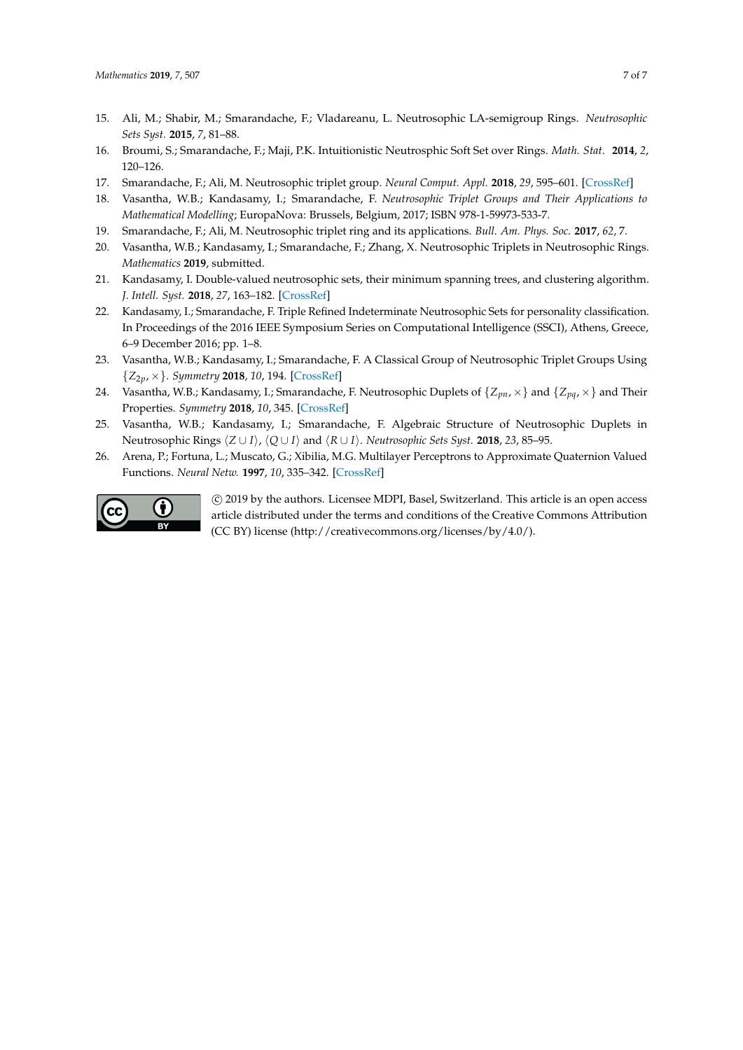15. Ali, M.; Shabir, M.; Smarandache, F.; Vladareanu, L. Neutrosophic LA-semigroup Rings. *Neutrosophic Sets Syst.* **2015**, *7*, 81–88.
16. Broumi, S.; Smarandache, F.; Maji, P.K. Intuitionistic Neutrosphic Soft Set over Rings. *Math. Stat.* **2014**, *2*, 120–126.
17. Smarandache, F.; Ali, M. Neutrosophic triplet group. *Neural Comput. Appl.* **2018**, *29*, 595–601. [CrossRef]
18. Vasantha, W.B.; Kandasamy, I.; Smarandache, F. *Neutrosophic Triplet Groups and Their Applications to Mathematical Modelling*; EuropaNova: Brussels, Belgium, 2017; ISBN 978-1-59973-533-7.
19. Smarandache, F.; Ali, M. Neutrosophic triplet ring and its applications. *Bull. Am. Phys. Soc.* **2017**, *62*, 7.
20. Vasantha, W.B.; Kandasamy, I.; Smarandache, F.; Zhang, X. Neutrosophic Triplets in Neutrosophic Rings. *Mathematics* **2019**, submitted.
21. Kandasamy, I. Double-valued neutrosophic sets, their minimum spanning trees, and clustering algorithm. *J. Intell. Syst.* **2018**, *27*, 163–182. [CrossRef]
22. Kandasamy, I.; Smarandache, F. Triple Refined Indeterminate Neutrosophic Sets for personality classification. In Proceedings of the 2016 IEEE Symposium Series on Computational Intelligence (SSCI), Athens, Greece, 6–9 December 2016; pp. 1–8.
23. Vasantha, W.B.; Kandasamy, I.; Smarandache, F. A Classical Group of Neutrosophic Triplet Groups Using $\{Z_{2p}, \times\}$. *Symmetry* **2018**, *10*, 194. [CrossRef]
24. Vasantha, W.B.; Kandasamy, I.; Smarandache, F. Neutrosophic Duplets of $\{Z_{pn}, \times\}$ and $\{Z_{pq}, \times\}$ and Their Properties. *Symmetry* **2018**, *10*, 345. [CrossRef]
25. Vasantha, W.B.; Kandasamy, I.; Smarandache, F. Algebraic Structure of Neutrosophic Duplets in Neutrosophic Rings $\langle Z \cup I \rangle$, $\langle Q \cup I \rangle$ and $\langle R \cup I \rangle$. *Neutrosophic Sets Syst.* **2018**, *23*, 85–95.
26. Arena, P.; Fortuna, L.; Muscato, G.; Xibilia, M.G. Multilayer Perceptrons to Approximate Quaternion Valued Functions. *Neural Netw.* **1997**, *10*, 335–342. [CrossRef]

© 2019 by the authors. Licensee MDPI, Basel, Switzerland. This article is an open access article distributed under the terms and conditions of the Creative Commons Attribution (CC BY) license (http://creativecommons.org/licenses/by/4.0/).